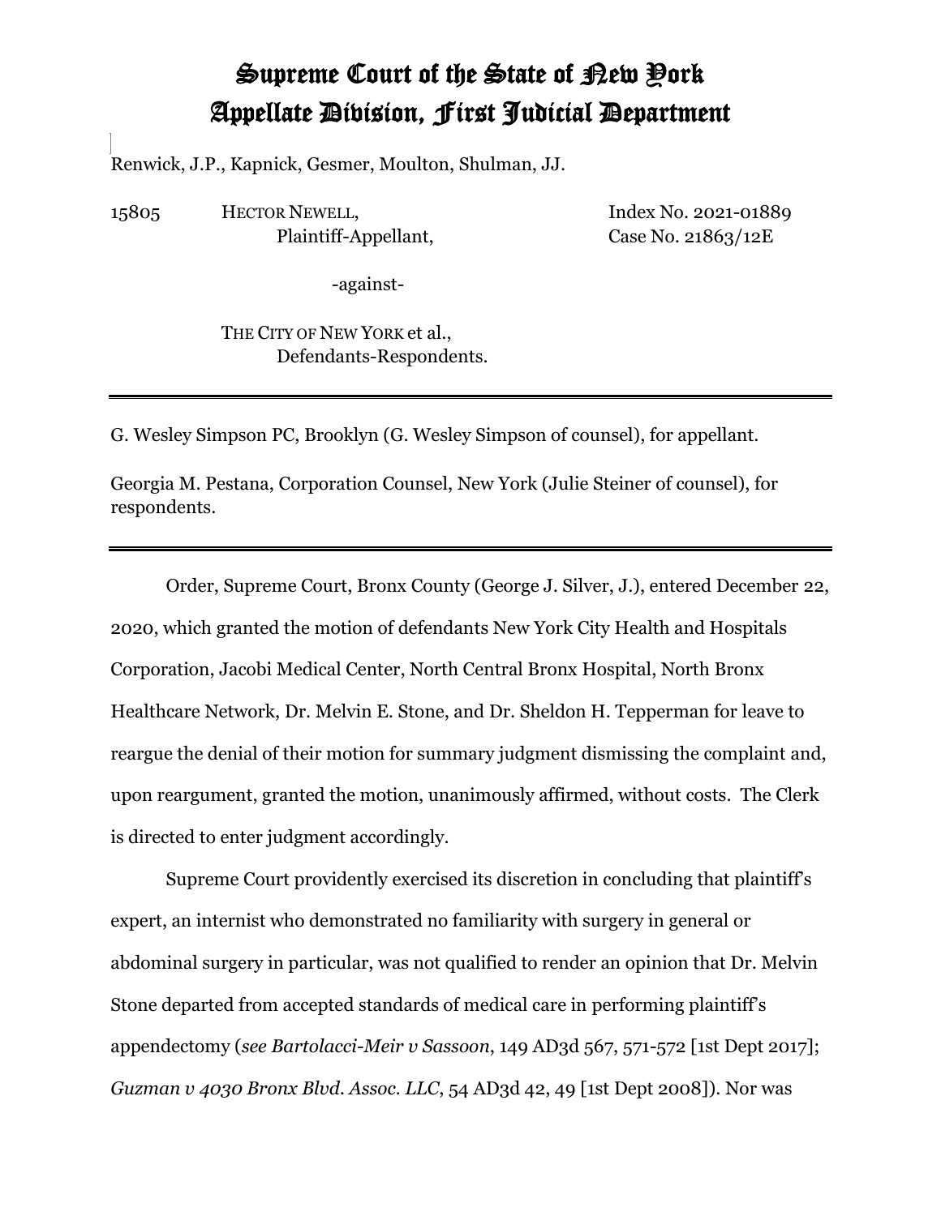# Supreme Court of the State of New York
# Appellate Division, First Judicial Department

Renwick, J.P., Kapnick, Gesmer, Moulton, Shulman, JJ.

15805 HECTOR NEWELL, Plaintiff-Appellant, — Index No. 2021-01889, Case No. 21863/12E

-against-

THE CITY OF NEW YORK et al., Defendants-Respondents.

---

G. Wesley Simpson PC, Brooklyn (G. Wesley Simpson of counsel), for appellant.

Georgia M. Pestana, Corporation Counsel, New York (Julie Steiner of counsel), for respondents.

---

Order, Supreme Court, Bronx County (George J. Silver, J.), entered December 22, 2020, which granted the motion of defendants New York City Health and Hospitals Corporation, Jacobi Medical Center, North Central Bronx Hospital, North Bronx Healthcare Network, Dr. Melvin E. Stone, and Dr. Sheldon H. Tepperman for leave to reargue the denial of their motion for summary judgment dismissing the complaint and, upon reargument, granted the motion, unanimously affirmed, without costs. The Clerk is directed to enter judgment accordingly.

Supreme Court providently exercised its discretion in concluding that plaintiff's expert, an internist who demonstrated no familiarity with surgery in general or abdominal surgery in particular, was not qualified to render an opinion that Dr. Melvin Stone departed from accepted standards of medical care in performing plaintiff's appendectomy (*see Bartolacci-Meir v Sassoon*, 149 AD3d 567, 571-572 [1st Dept 2017]; *Guzman v 4030 Bronx Blvd. Assoc. LLC*, 54 AD3d 42, 49 [1st Dept 2008]). Nor was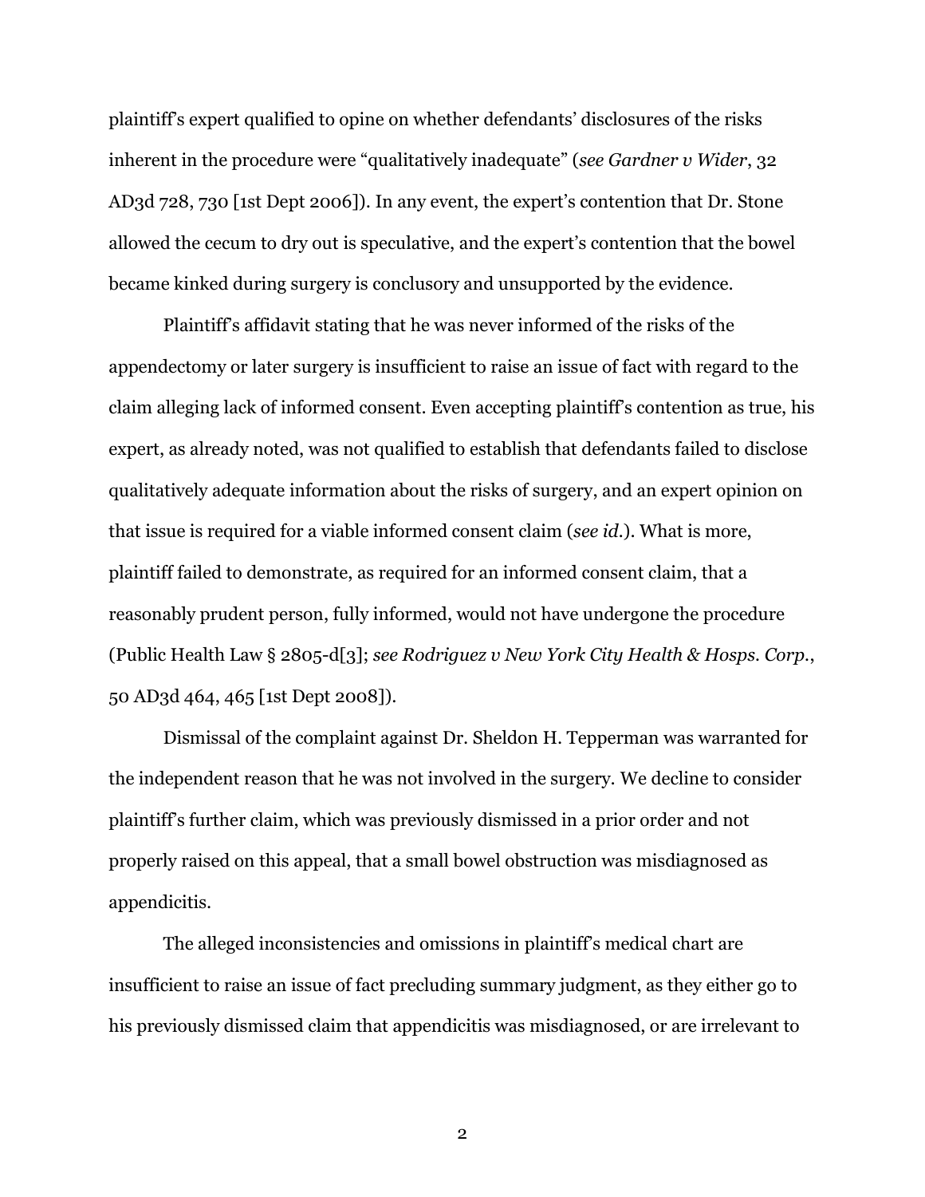plaintiff's expert qualified to opine on whether defendants' disclosures of the risks inherent in the procedure were "qualitatively inadequate" (*see Gardner v Wider*, 32 AD3d 728, 730 [1st Dept 2006]). In any event, the expert's contention that Dr. Stone allowed the cecum to dry out is speculative, and the expert's contention that the bowel became kinked during surgery is conclusory and unsupported by the evidence.

Plaintiff's affidavit stating that he was never informed of the risks of the appendectomy or later surgery is insufficient to raise an issue of fact with regard to the claim alleging lack of informed consent. Even accepting plaintiff's contention as true, his expert, as already noted, was not qualified to establish that defendants failed to disclose qualitatively adequate information about the risks of surgery, and an expert opinion on that issue is required for a viable informed consent claim (*see id.*). What is more, plaintiff failed to demonstrate, as required for an informed consent claim, that a reasonably prudent person, fully informed, would not have undergone the procedure (Public Health Law § 2805-d[3]; *see Rodriguez v New York City Health & Hosps. Corp.*, 50 AD3d 464, 465 [1st Dept 2008]).

Dismissal of the complaint against Dr. Sheldon H. Tepperman was warranted for the independent reason that he was not involved in the surgery. We decline to consider plaintiff's further claim, which was previously dismissed in a prior order and not properly raised on this appeal, that a small bowel obstruction was misdiagnosed as appendicitis.

The alleged inconsistencies and omissions in plaintiff's medical chart are insufficient to raise an issue of fact precluding summary judgment, as they either go to his previously dismissed claim that appendicitis was misdiagnosed, or are irrelevant to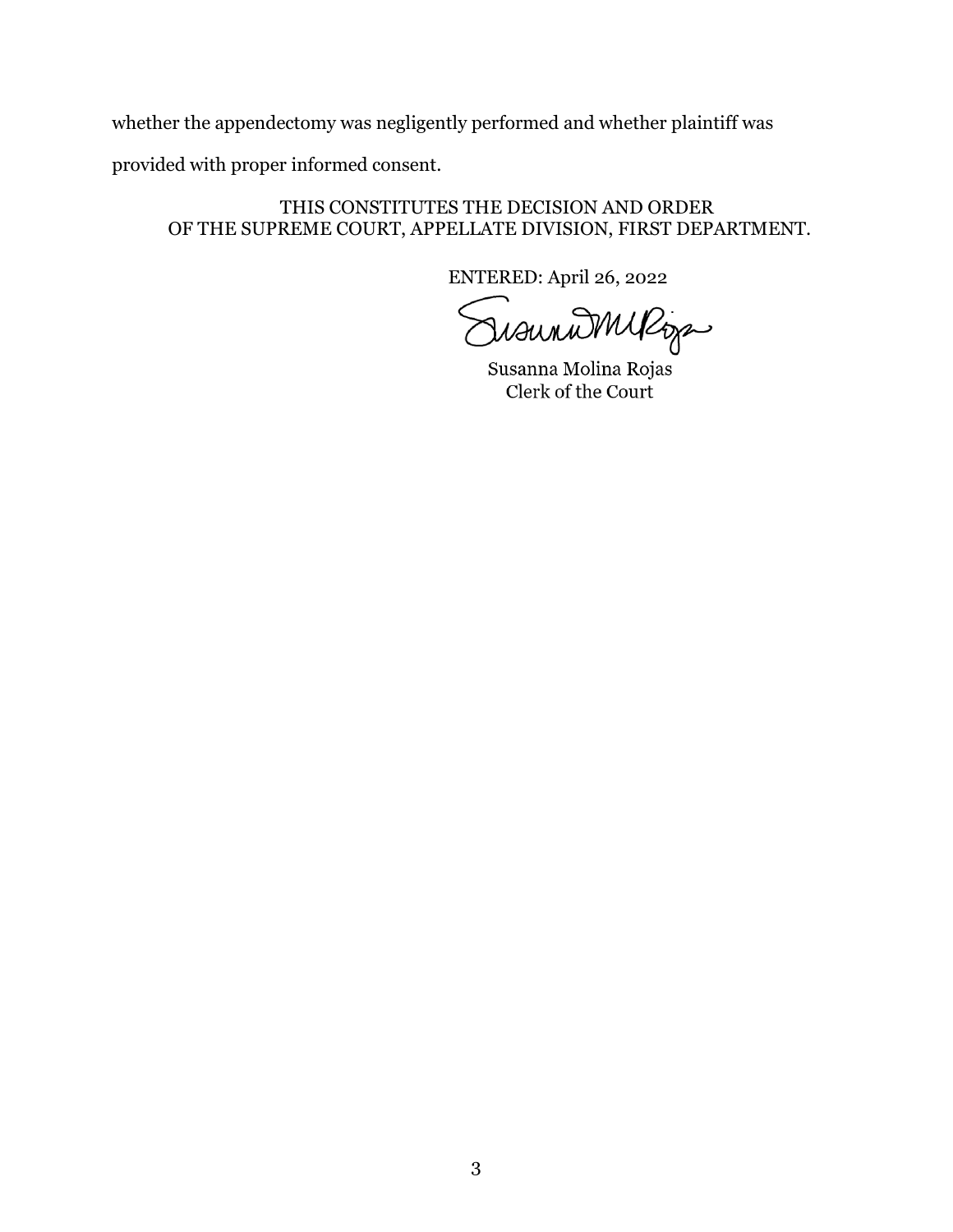whether the appendectomy was negligently performed and whether plaintiff was provided with proper informed consent.

THIS CONSTITUTES THE DECISION AND ORDER
OF THE SUPREME COURT, APPELLATE DIVISION, FIRST DEPARTMENT.

ENTERED: April 26, 2022

Susanna Molina Rojas
Clerk of the Court